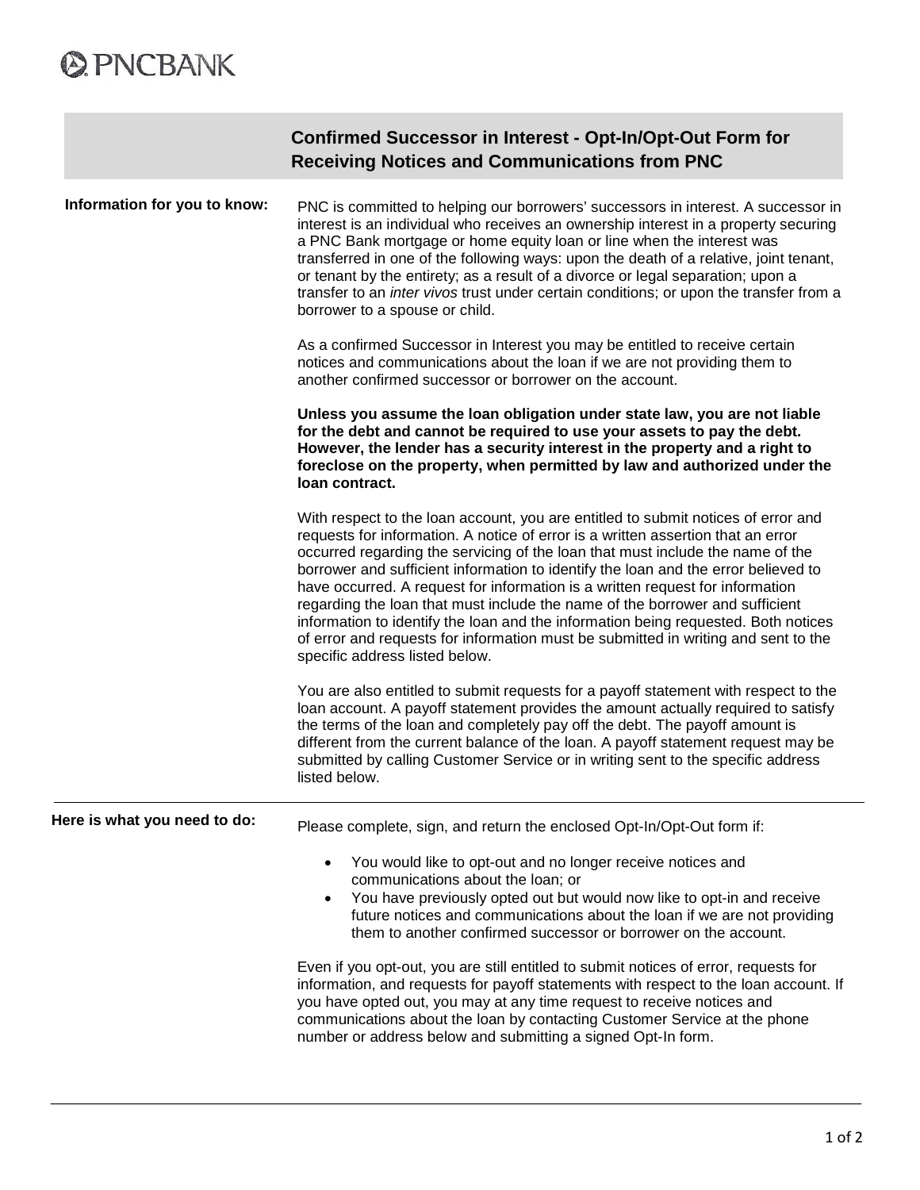PNCBANK

# Confirmed Successor in Interest - Opt-In/Opt-Out Form for Receiving Notices and Communications from PNC

**Information for you to know:**

PNC is committed to helping our borrowers' successors in interest. A successor in interest is an individual who receives an ownership interest in a property securing a PNC Bank mortgage or home equity loan or line when the interest was transferred in one of the following ways: upon the death of a relative, joint tenant, or tenant by the entirety; as a result of a divorce or legal separation; upon a transfer to an *inter vivos* trust under certain conditions; or upon the transfer from a borrower to a spouse or child.

As a confirmed Successor in Interest you may be entitled to receive certain notices and communications about the loan if we are not providing them to another confirmed successor or borrower on the account.

**Unless you assume the loan obligation under state law, you are not liable for the debt and cannot be required to use your assets to pay the debt. However, the lender has a security interest in the property and a right to foreclose on the property, when permitted by law and authorized under the loan contract.**

With respect to the loan account, you are entitled to submit notices of error and requests for information. A notice of error is a written assertion that an error occurred regarding the servicing of the loan that must include the name of the borrower and sufficient information to identify the loan and the error believed to have occurred. A request for information is a written request for information regarding the loan that must include the name of the borrower and sufficient information to identify the loan and the information being requested. Both notices of error and requests for information must be submitted in writing and sent to the specific address listed below.

You are also entitled to submit requests for a payoff statement with respect to the loan account. A payoff statement provides the amount actually required to satisfy the terms of the loan and completely pay off the debt. The payoff amount is different from the current balance of the loan. A payoff statement request may be submitted by calling Customer Service or in writing sent to the specific address listed below.

**Here is what you need to do:**

Please complete, sign, and return the enclosed Opt-In/Opt-Out form if:

- You would like to opt-out and no longer receive notices and communications about the loan; or
- You have previously opted out but would now like to opt-in and receive future notices and communications about the loan if we are not providing them to another confirmed successor or borrower on the account.

Even if you opt-out, you are still entitled to submit notices of error, requests for information, and requests for payoff statements with respect to the loan account. If you have opted out, you may at any time request to receive notices and communications about the loan by contacting Customer Service at the phone number or address below and submitting a signed Opt-In form.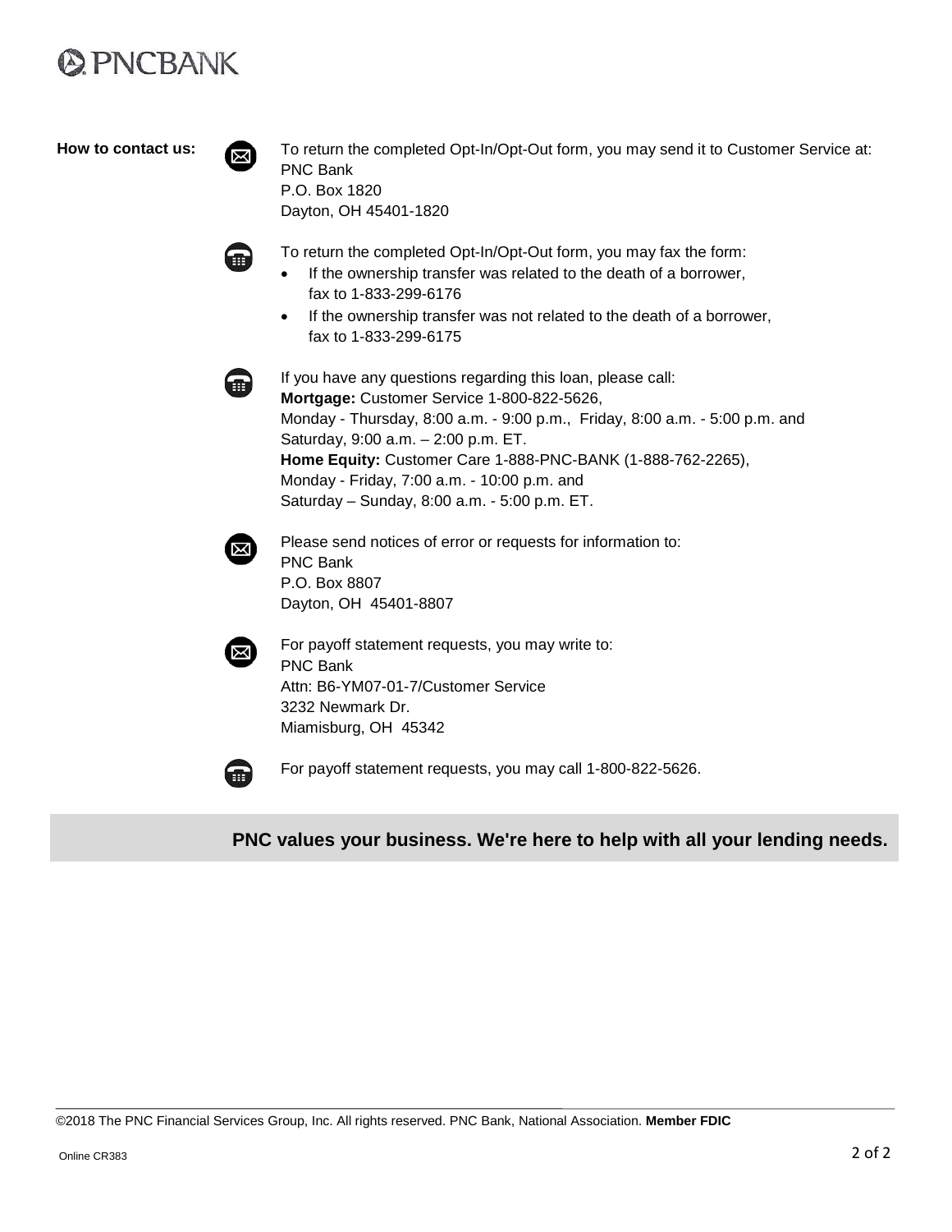**How to contact us:**

To return the completed Opt-In/Opt-Out form, you may send it to Customer Service at:
PNC Bank
P.O. Box 1820
Dayton, OH 45401-1820

To return the completed Opt-In/Opt-Out form, you may fax the form:

- If the ownership transfer was related to the death of a borrower, fax to 1-833-299-6176
- If the ownership transfer was not related to the death of a borrower, fax to 1-833-299-6175

If you have any questions regarding this loan, please call:
**Mortgage:** Customer Service 1-800-822-5626,
Monday - Thursday, 8:00 a.m. - 9:00 p.m., Friday, 8:00 a.m. - 5:00 p.m. and
Saturday, 9:00 a.m. – 2:00 p.m. ET.
**Home Equity:** Customer Care 1-888-PNC-BANK (1-888-762-2265),
Monday - Friday, 7:00 a.m. - 10:00 p.m. and
Saturday – Sunday, 8:00 a.m. - 5:00 p.m. ET.

Please send notices of error or requests for information to:
PNC Bank
P.O. Box 8807
Dayton, OH 45401-8807

For payoff statement requests, you may write to:
PNC Bank
Attn: B6-YM07-01-7/Customer Service
3232 Newmark Dr.
Miamisburg, OH 45342

For payoff statement requests, you may call 1-800-822-5626.

**PNC values your business. We're here to help with all your lending needs.**

©2018 The PNC Financial Services Group, Inc. All rights reserved. PNC Bank, National Association. **Member FDIC**

Online CR383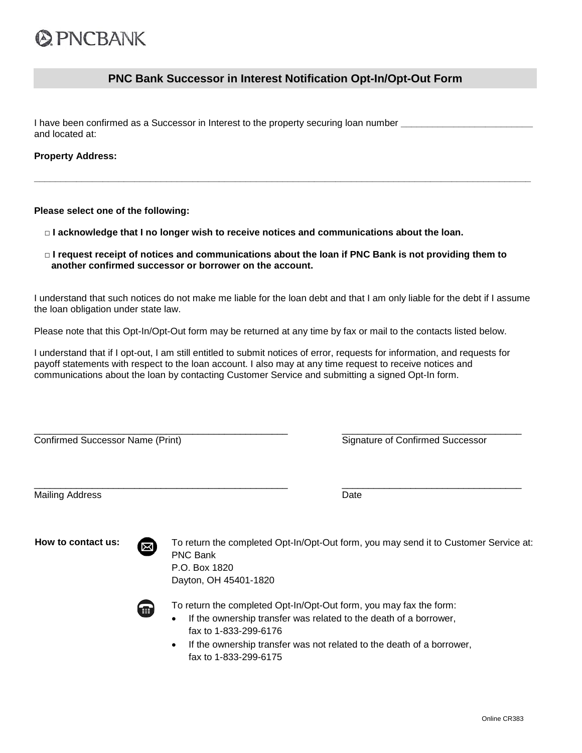PNCBANK

## PNC Bank Successor in Interest Notification Opt-In/Opt-Out Form

I have been confirmed as a Successor in Interest to the property securing loan number _________________________ and located at:

**Property Address:**

_____________________________________________________________________________________________

**Please select one of the following:**

□ **I acknowledge that I no longer wish to receive notices and communications about the loan.**

□ **I request receipt of notices and communications about the loan if PNC Bank is not providing them to another confirmed successor or borrower on the account.**

I understand that such notices do not make me liable for the loan debt and that I am only liable for the debt if I assume the loan obligation under state law.

Please note that this Opt-In/Opt-Out form may be returned at any time by fax or mail to the contacts listed below.

I understand that if I opt-out, I am still entitled to submit notices of error, requests for information, and requests for payoff statements with respect to the loan account. I also may at any time request to receive notices and communications about the loan by contacting Customer Service and submitting a signed Opt-In form.

_________________________________________________ Confirmed Successor Name (Print)

__________________________________ Signature of Confirmed Successor

_________________________________________________ Mailing Address

__________________________________ Date

**How to contact us:**

To return the completed Opt-In/Opt-Out form, you may send it to Customer Service at:
PNC Bank
P.O. Box 1820
Dayton, OH 45401-1820

To return the completed Opt-In/Opt-Out form, you may fax the form:

- If the ownership transfer was related to the death of a borrower, fax to 1-833-299-6176
- If the ownership transfer was not related to the death of a borrower, fax to 1-833-299-6175

Online CR383